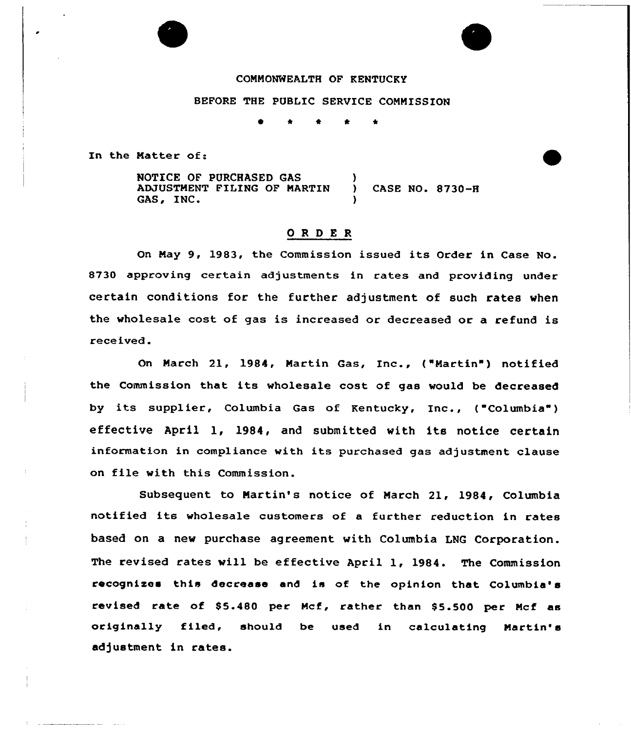COMMONWEALTH OF KENTUCKY

BEFORE THE PUBLIC SERVICE COMMISSION

\* \* \* \* \*

In the Matter of:

NOTICE OF PURCHASED GAS ADJUSTMENT FILING OF MARTIN GAS, INC. ) CASE NO. 8730-H

## O R D E R

On May 9, 1983, the Commission issued its Order in Case No. 8730 approving certain adjustments in rates and providing under certain conditions for the further adjustment of such rates when the wholesale cost of gas is increased or decreased or a refund is received.

On March 21, 1984, Martin Gas, Inc., ("Martin") notified the Commission that its wholesale cost of gas would be decreased by its supplier, Columbia Gas of Kentucky, Inc., ("Columbia") effective April 1, 1984, and submitted with its notice certain information in compliance with its purchased gas adjustment clause on file with this Commission.

Subsequent to Martin's notice of March 21, 1984, Columbia notified its wholesale customers of a further reduction in rates based on a new purchase agreement with Columbia LNG Corporation. The revised rates will be effective April 1, 1984. The Commission recognizes this decrease and is of the opinion that Columbia's revised rate of $5.480 per Mcf, rather than $5.500 per Mcf as originally filed, should be used in calculating Martin's adjustment in rates.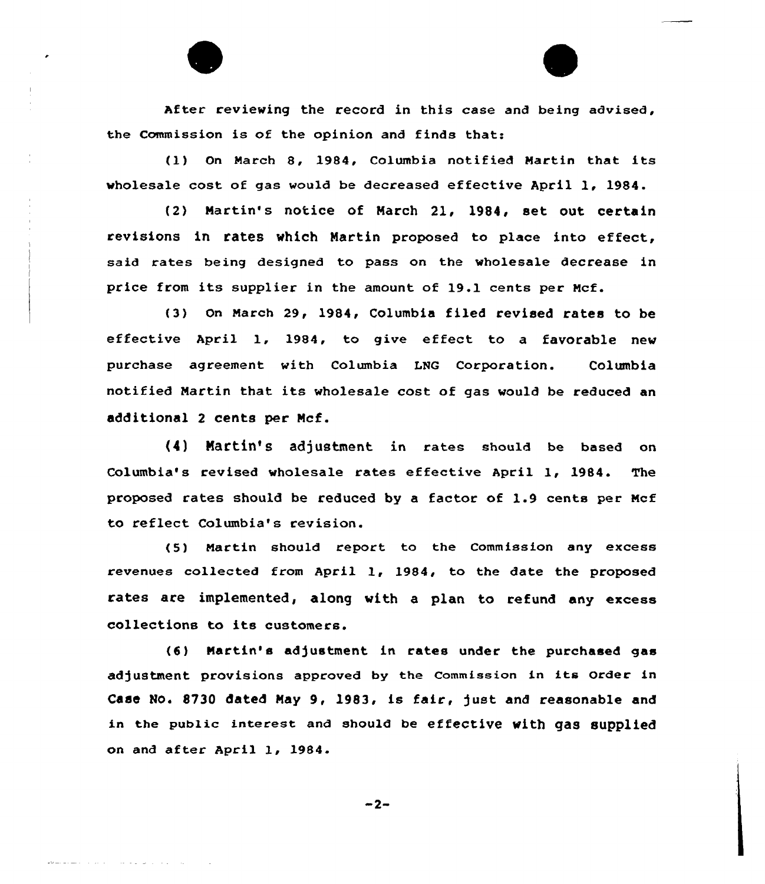After reviewing the record in this case and being advised, the Commission is of the opinion and finds that:

(1) On March 8, 1984, Columbia notified Martin that its wholesale cost of gas would be decreased effective April 1, 1984.

(2) Martin's notice of March 21, 1984, set out certain revisions in rates which Martin proposed to place into effect, said rates being designed to pass on the wholesale decrease in price from its supplier in the amount of 19.1 cents per Mcf.

(3) On March 29, 1984, Columbia filed revised rates to be effective April 1, 1984, to give effect to a favorable new purchase agreement with Columbia LNG Corporation. Columbia notified Martin that its wholesale cost of gas would be reduced an additional 2 cents per Mcf.

(4) Martin's adjustment in rates should be based on Columbia's revised wholesale rates effective April 1, 1984. The proposed rates should be reduced by a factor of 1.9 cents per Mcf to reflect Columbia's revision.

(5) Martin should report to the Commission any excess revenues collected from April 1, 1984, to the date the proposed rates are implemented, along with a plan to refund any excess collections to its customers.

(6) Martin's adjustment in rates under the purchased gas adjustment provisions approved by the Commission in its Order in Case No. 8730 dated May 9, 1983, is fair, just and reasonable and in the public interest and should be effective with gas supplied on and after April 1, 1984.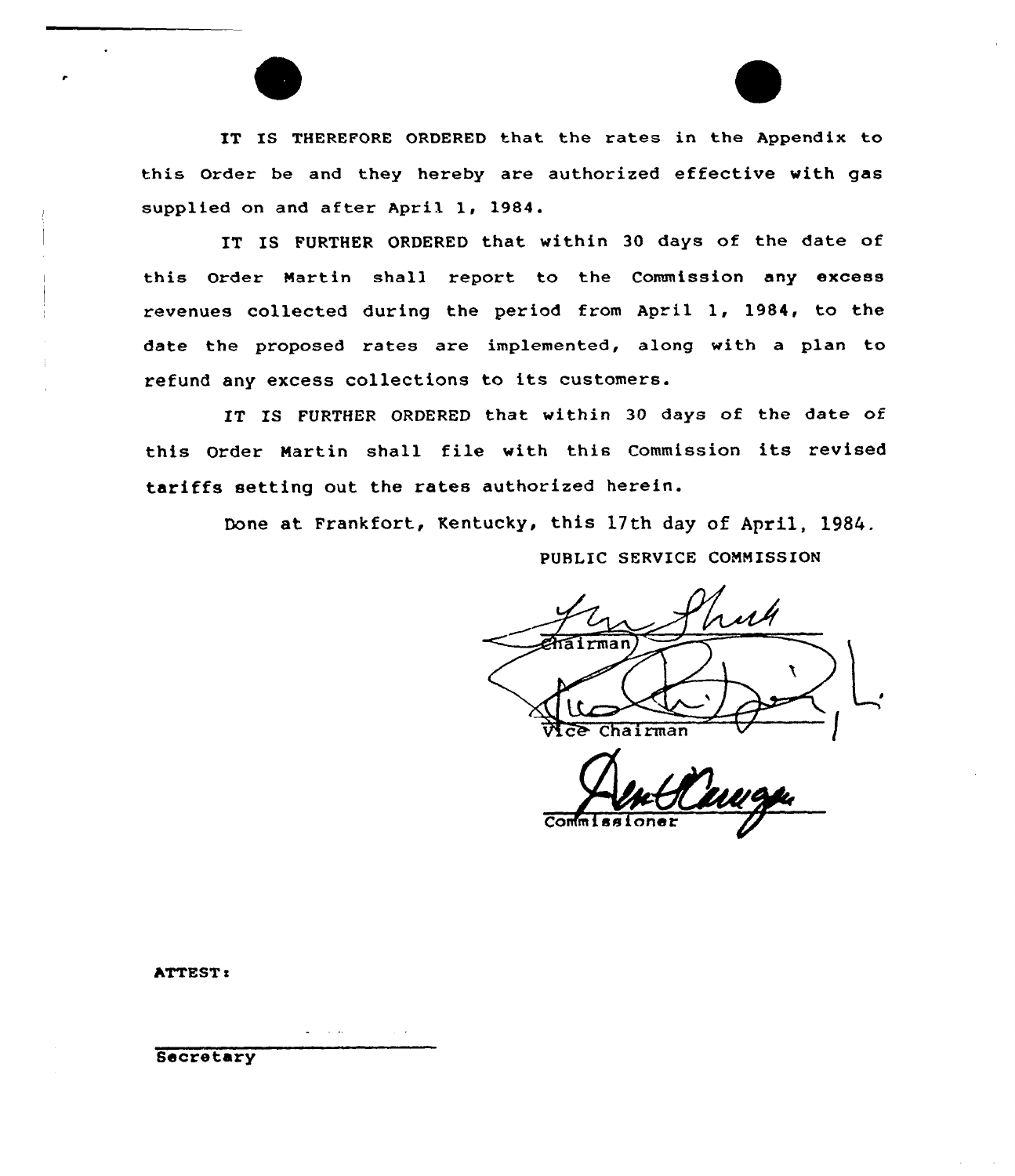IT IS THEREFORE ORDERED that the rates in the Appendix to this Order be and they hereby are authorized effective with gas supplied on and after April 1, 1984.

IT IS FURTHER ORDERED that within 30 days of the date of this Order Martin shall report to the Commission any excess revenues collected during the period from April 1, 1984, to the date the proposed rates are implemented, along with a plan to refund any excess collections to its customers.

IT IS FURTHER ORDERED that within 30 days of the date of this Order Martin shall file with this Commission its revised tariffs setting out the rates authorized herein.

Done at Frankfort, Kentucky, this 17th day of April, 1984.

PUBLIC SERVICE COMMISSION

Chairman

Vice Chairman

Commissioner

ATTEST:

Secretary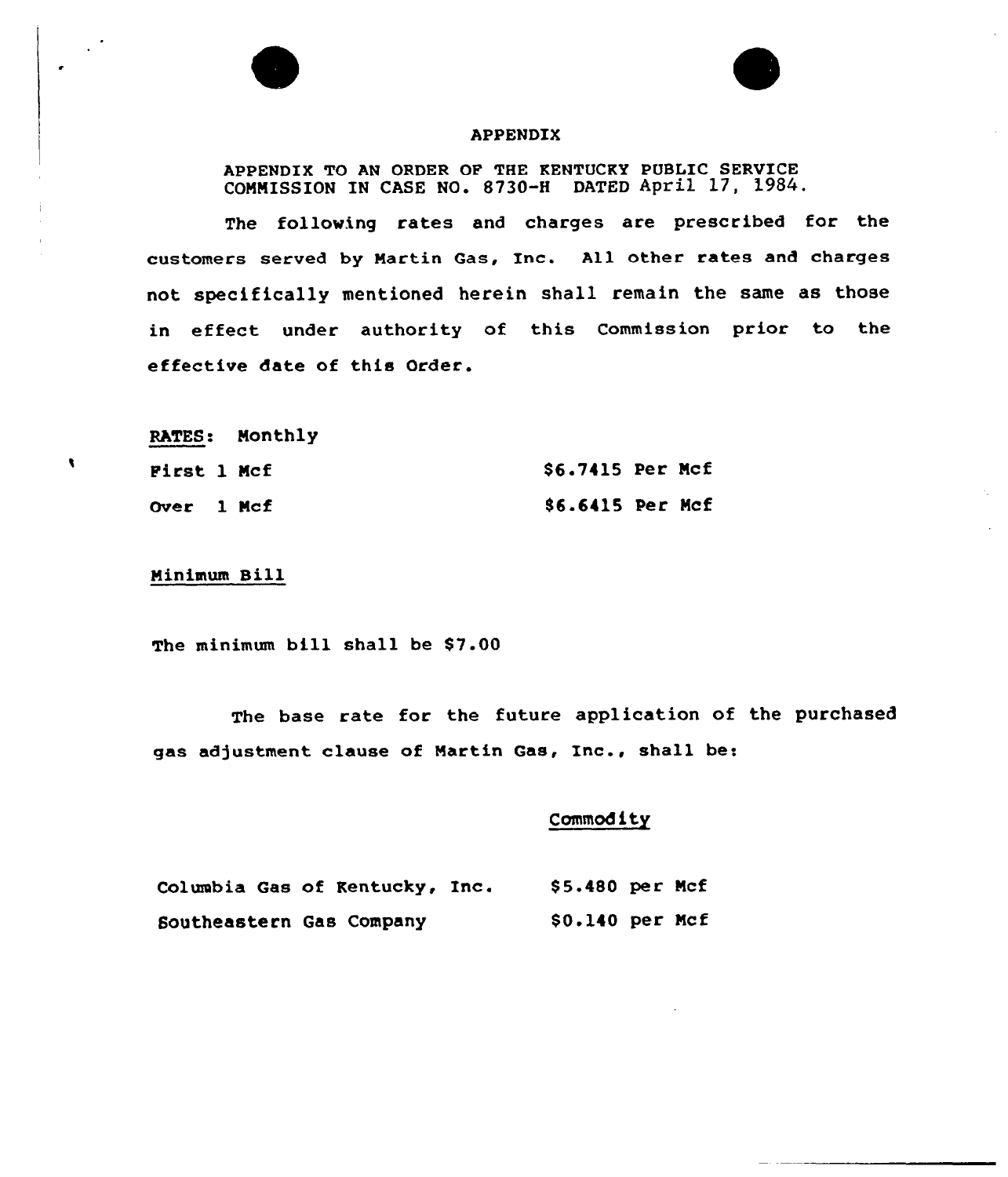# APPENDIX

APPENDIX TO AN ORDER OF THE KENTUCKY PUBLIC SERVICE COMMISSION IN CASE NO. 8730-H DATED April 17, 1984.

The following rates and charges are prescribed for the customers served by Martin Gas, Inc. All other rates and charges not specifically mentioned herein shall remain the same as those in effect under authority of this Commission prior to the effective date of this Order.

RATES: Monthly

| | |
|---|---|
| First 1 Mcf | $6.7415 Per Mcf |
| Over 1 Mcf | $6.6415 Per Mcf |

Minimum Bill

The minimum bill shall be $7.00

The base rate for the future application of the purchased gas adjustment clause of Martin Gas, Inc., shall be:

| | Commodity |
|---|---|
| Columbia Gas of Kentucky, Inc. | $5.480 per Mcf |
| Southeastern Gas Company | $0.140 per Mcf |